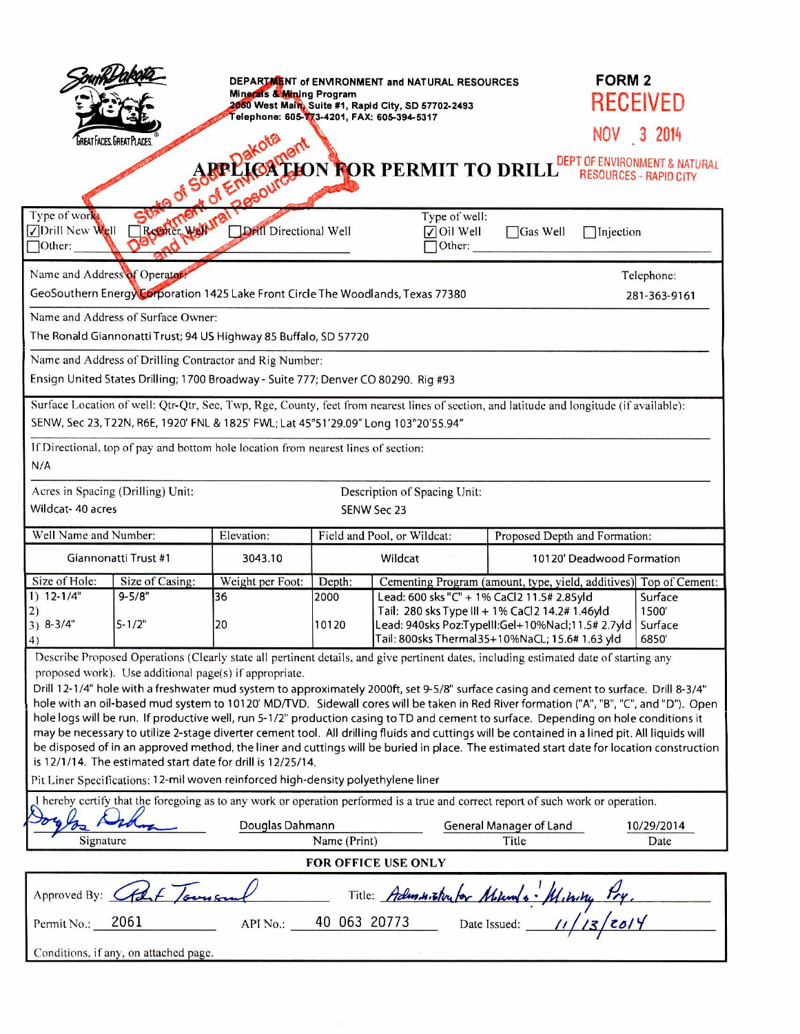GREAT FACES. GREAT PLACES.

**DEPARTMENT of ENVIRONMENT and NATURAL RESOURCES**
**Minerals & Mining Program**
**2050 West Main, Suite #1, Rapid City, SD 57702-2493**
**Telephone: 605-773-4201, FAX: 605-394-5317**

**FORM 2**

RECEIVED
NOV 3 2014
DEPT OF ENVIRONMENT & NATURAL RESOURCES - RAPID CITY

State of South Dakota Department of Environment and Natural Resources

# APPLICATION FOR PERMIT TO DRILL

Type of work: ☑ Drill New Well ☐ Reenter Well ☐ Drill Directional Well ☐ Other:

Type of well: ☑ Oil Well ☐ Gas Well ☐ Injection ☐ Other:

Name and Address of Operator:
GeoSouthern Energy Corporation 1425 Lake Front Circle The Woodlands, Texas 77380

Telephone: 281-363-9161

Name and Address of Surface Owner:
The Ronald Giannonatti Trust; 94 US Highway 85 Buffalo, SD 57720

Name and Address of Drilling Contractor and Rig Number:
Ensign United States Drilling; 1700 Broadway - Suite 777; Denver CO 80290. Rig #93

Surface Location of well: Qtr-Qtr, Sec, Twp, Rge, County, feet from nearest lines of section, and latitude and longitude (if available):
SENW, Sec 23, T22N, R6E, 1920' FNL & 1825' FWL; Lat 45°51'29.09" Long 103°20'55.94"

If Directional, top of pay and bottom hole location from nearest lines of section:
N/A

Acres in Spacing (Drilling) Unit: Wildcat- 40 acres

Description of Spacing Unit: SENW Sec 23

| Well Name and Number: | Elevation: | Field and Pool, or Wildcat: | Proposed Depth and Formation: |
|---|---|---|---|
| Giannonatti Trust #1 | 3043.10 | Wildcat | 10120' Deadwood Formation |

| Size of Hole: | Size of Casing: | Weight per Foot: | Depth: | Cementing Program (amount, type, yield, additives) | Top of Cement: |
|---|---|---|---|---|---|
| 1) 12-1/4" | 9-5/8" | 36 | 2000 | Lead: 600 sks "C" + 1% CaCl2 11.5# 2.85yld | Surface |
| 2) | | | | Tail: 280 sks Type III + 1% CaCl2 14.2# 1.46yld | 1500' |
| 3) 8-3/4" | 5-1/2" | 20 | 10120 | Lead: 940sks Poz:TypeIII:Gel+10%Nacl;11.5# 2.7yld | Surface |
| 4) | | | | Tail: 800sks Thermal35+10%NaCL; 15.6# 1.63 yld | 6850' |

Describe Proposed Operations (Clearly state all pertinent details, and give pertinent dates, including estimated date of starting any proposed work). Use additional page(s) if appropriate.

Drill 12-1/4" hole with a freshwater mud system to approximately 2000ft, set 9-5/8" surface casing and cement to surface. Drill 8-3/4" hole with an oil-based mud system to 10120' MD/TVD. Sidewall cores will be taken in Red River formation ("A", "B", "C", and "D"). Open hole logs will be run. If productive well, run 5-1/2" production casing to TD and cement to surface. Depending on hole conditions it may be necessary to utilize 2-stage diverter cement tool. All drilling fluids and cuttings will be contained in a lined pit. All liquids will be disposed of in an approved method, the liner and cuttings will be buried in place. The estimated start date for location construction is 12/1/14. The estimated start date for drill is 12/25/14.

Pit Liner Specifications: 12-mil woven reinforced high-density polyethylene liner

I hereby certify that the foregoing as to any work or operation performed is a true and correct report of such work or operation.

| Signature | Name (Print) | Title | Date |
|---|---|---|---|
| *Douglas Dahmann* | Douglas Dahmann | General Manager of Land | 10/29/2014 |

**FOR OFFICE USE ONLY**

Approved By: *Robt Townsend*  Title: *Administrator Minerals & Mining Prg.*

Permit No.: 2061  API No.: 40 063 20773  Date Issued: *11/13/2014*

Conditions, if any, on attached page.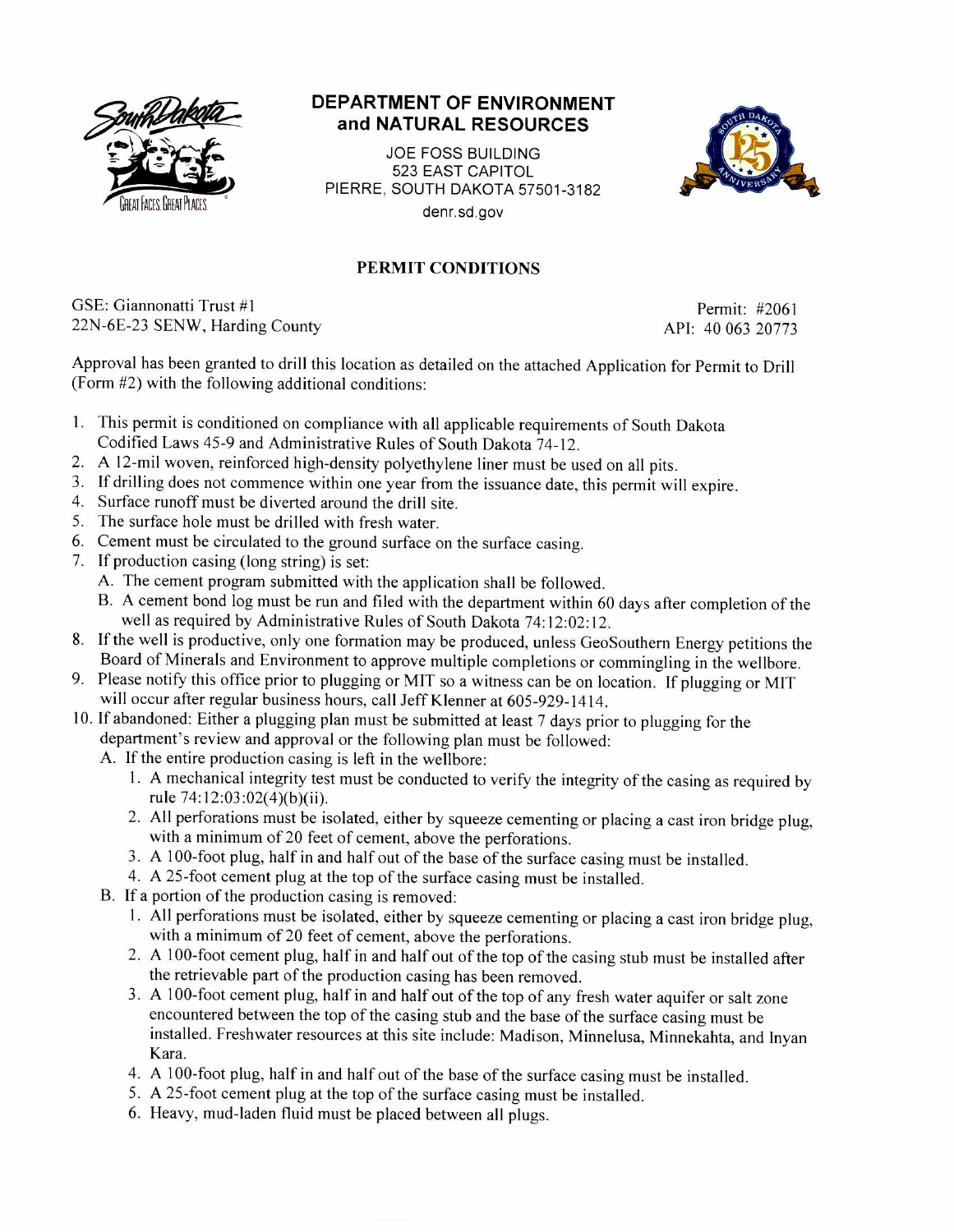# DEPARTMENT OF ENVIRONMENT and NATURAL RESOURCES

JOE FOSS BUILDING
523 EAST CAPITOL
PIERRE, SOUTH DAKOTA 57501-3182
denr.sd.gov

## PERMIT CONDITIONS

GSE: Giannonatti Trust #1
22N-6E-23 SENW, Harding County

Permit: #2061
API: 40 063 20773

Approval has been granted to drill this location as detailed on the attached Application for Permit to Drill (Form #2) with the following additional conditions:

1. This permit is conditioned on compliance with all applicable requirements of South Dakota Codified Laws 45-9 and Administrative Rules of South Dakota 74-12.
2. A 12-mil woven, reinforced high-density polyethylene liner must be used on all pits.
3. If drilling does not commence within one year from the issuance date, this permit will expire.
4. Surface runoff must be diverted around the drill site.
5. The surface hole must be drilled with fresh water.
6. Cement must be circulated to the ground surface on the surface casing.
7. If production casing (long string) is set:
   - A. The cement program submitted with the application shall be followed.
   - B. A cement bond log must be run and filed with the department within 60 days after completion of the well as required by Administrative Rules of South Dakota 74:12:02:12.
8. If the well is productive, only one formation may be produced, unless GeoSouthern Energy petitions the Board of Minerals and Environment to approve multiple completions or commingling in the wellbore.
9. Please notify this office prior to plugging or MIT so a witness can be on location. If plugging or MIT will occur after regular business hours, call Jeff Klenner at 605-929-1414.
10. If abandoned: Either a plugging plan must be submitted at least 7 days prior to plugging for the department's review and approval or the following plan must be followed:
    - A. If the entire production casing is left in the wellbore:
      1. A mechanical integrity test must be conducted to verify the integrity of the casing as required by rule 74:12:03:02(4)(b)(ii).
      2. All perforations must be isolated, either by squeeze cementing or placing a cast iron bridge plug, with a minimum of 20 feet of cement, above the perforations.
      3. A 100-foot plug, half in and half out of the base of the surface casing must be installed.
      4. A 25-foot cement plug at the top of the surface casing must be installed.
    - B. If a portion of the production casing is removed:
      1. All perforations must be isolated, either by squeeze cementing or placing a cast iron bridge plug, with a minimum of 20 feet of cement, above the perforations.
      2. A 100-foot cement plug, half in and half out of the top of the casing stub must be installed after the retrievable part of the production casing has been removed.
      3. A 100-foot cement plug, half in and half out of the top of any fresh water aquifer or salt zone encountered between the top of the casing stub and the base of the surface casing must be installed. Freshwater resources at this site include: Madison, Minnelusa, Minnekahta, and Inyan Kara.
      4. A 100-foot plug, half in and half out of the base of the surface casing must be installed.
      5. A 25-foot cement plug at the top of the surface casing must be installed.
      6. Heavy, mud-laden fluid must be placed between all plugs.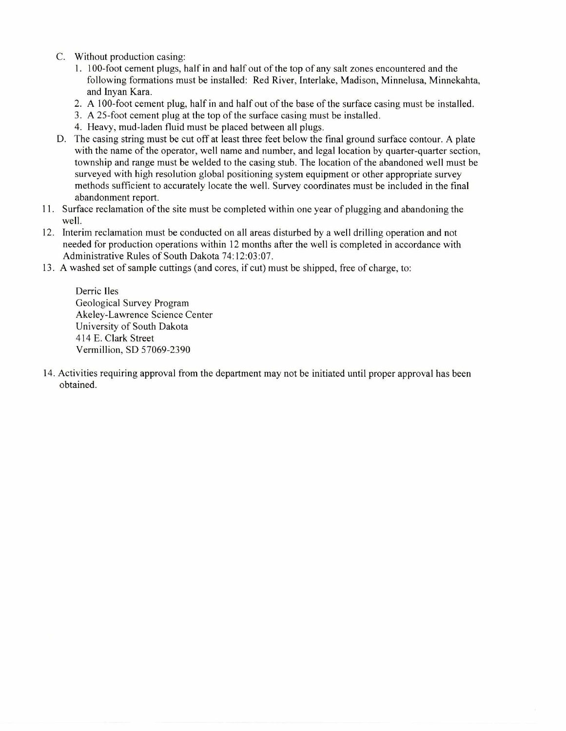C. Without production casing:
   1. 100-foot cement plugs, half in and half out of the top of any salt zones encountered and the following formations must be installed: Red River, Interlake, Madison, Minnelusa, Minnekahta, and Inyan Kara.
   2. A 100-foot cement plug, half in and half out of the base of the surface casing must be installed.
   3. A 25-foot cement plug at the top of the surface casing must be installed.
   4. Heavy, mud-laden fluid must be placed between all plugs.

D. The casing string must be cut off at least three feet below the final ground surface contour. A plate with the name of the operator, well name and number, and legal location by quarter-quarter section, township and range must be welded to the casing stub. The location of the abandoned well must be surveyed with high resolution global positioning system equipment or other appropriate survey methods sufficient to accurately locate the well. Survey coordinates must be included in the final abandonment report.

11. Surface reclamation of the site must be completed within one year of plugging and abandoning the well.
12. Interim reclamation must be conducted on all areas disturbed by a well drilling operation and not needed for production operations within 12 months after the well is completed in accordance with Administrative Rules of South Dakota 74:12:03:07.
13. A washed set of sample cuttings (and cores, if cut) must be shipped, free of charge, to:

    Derric Iles
    Geological Survey Program
    Akeley-Lawrence Science Center
    University of South Dakota
    414 E. Clark Street
    Vermillion, SD 57069-2390

14. Activities requiring approval from the department may not be initiated until proper approval has been obtained.